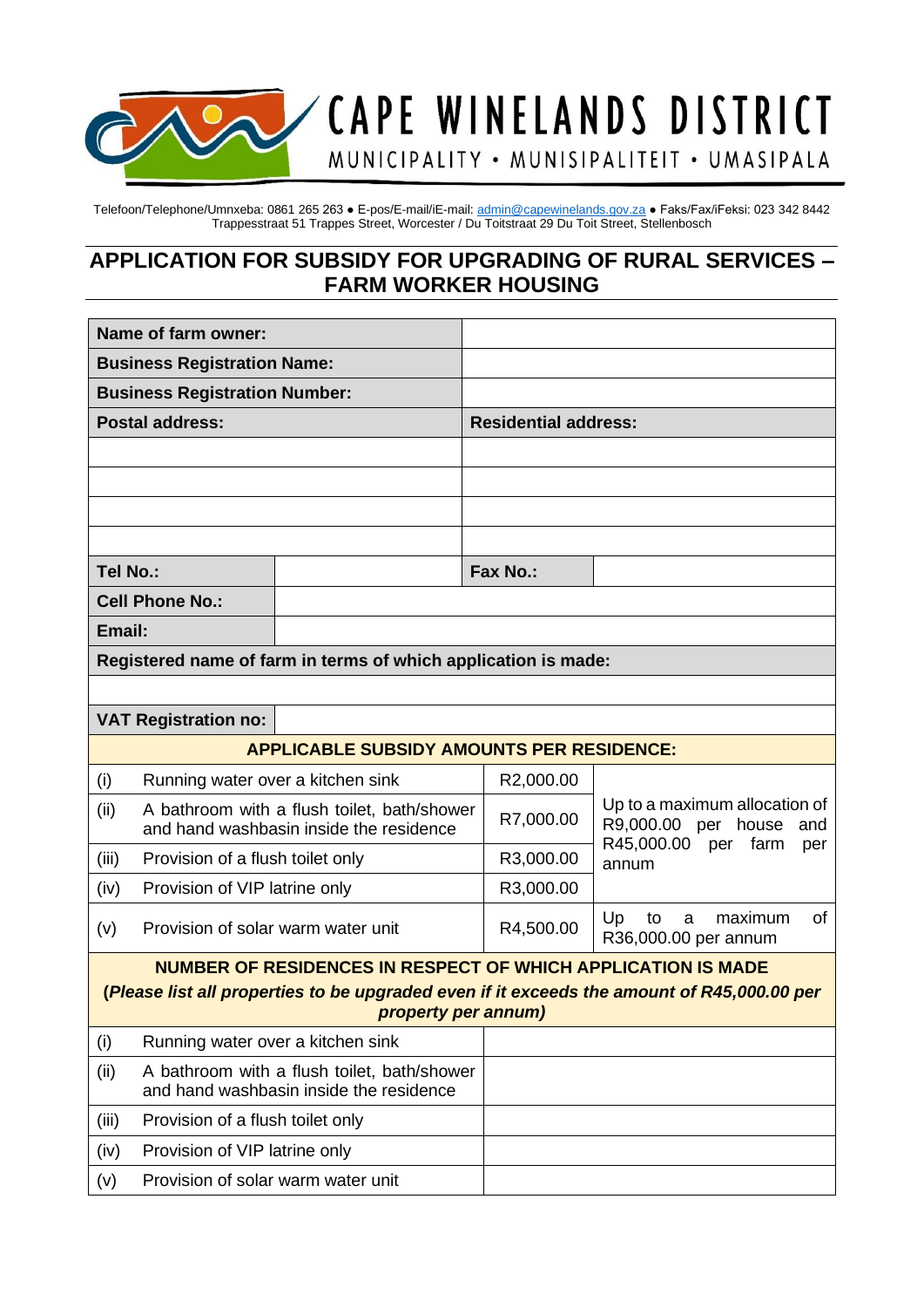# CAPE WINELANDS DISTRICT

MUNICIPALITY • MUNISIPALITEIT • UMASIPALA

Telefoon/Telephone/Umnxeba: 0861 265 263 ● E-pos/E-mail/iE-mail: admin@capewinelands.gov.za ● Faks/Fax/iFeksi: 023 342 8442
Trappesstraat 51 Trappes Street, Worcester / Du Toitstraat 29 Du Toit Street, Stellenbosch

## APPLICATION FOR SUBSIDY FOR UPGRADING OF RURAL SERVICES – FARM WORKER HOUSING

| **Name of farm owner:** | | | |
|---|---|---|---|
| **Business Registration Name:** | | | |
| **Business Registration Number:** | | | |
| **Postal address:** | | **Residential address:** | |
| | | | |
| | | | |
| | | | |
| | | | |
| **Tel No.:** | | **Fax No.:** | |
| **Cell Phone No.:** | | | |
| **Email:** | | | |
| **Registered name of farm in terms of which application is made:** | | | |
| | | | |
| **VAT Registration no:** | | | |

| **APPLICABLE SUBSIDY AMOUNTS PER RESIDENCE:** | | | |
|---|---|---|---|
| (i) | Running water over a kitchen sink | R2,000.00 | Up to a maximum allocation of R9,000.00 per house and R45,000.00 per farm per annum |
| (ii) | A bathroom with a flush toilet, bath/shower and hand washbasin inside the residence | R7,000.00 | |
| (iii) | Provision of a flush toilet only | R3,000.00 | |
| (iv) | Provision of VIP latrine only | R3,000.00 | |
| (v) | Provision of solar warm water unit | R4,500.00 | Up to a maximum of R36,000.00 per annum |

| **NUMBER OF RESIDENCES IN RESPECT OF WHICH APPLICATION IS MADE** **(*Please list all properties to be upgraded even if it exceeds the amount of R45,000.00 per property per annum*)** | | |
|---|---|---|
| (i) | Running water over a kitchen sink | |
| (ii) | A bathroom with a flush toilet, bath/shower and hand washbasin inside the residence | |
| (iii) | Provision of a flush toilet only | |
| (iv) | Provision of VIP latrine only | |
| (v) | Provision of solar warm water unit | |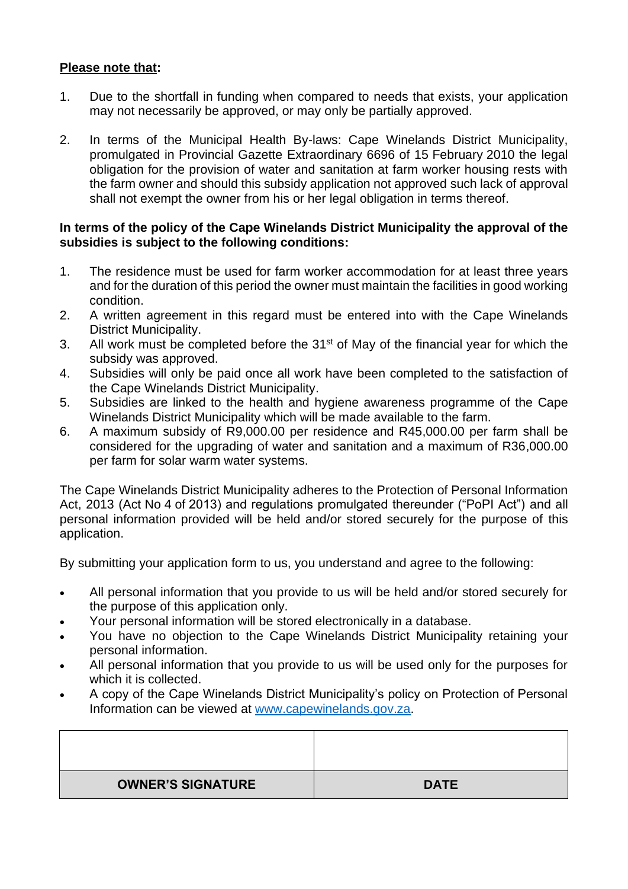**Please note that:**

1. Due to the shortfall in funding when compared to needs that exists, your application may not necessarily be approved, or may only be partially approved.

2. In terms of the Municipal Health By-laws: Cape Winelands District Municipality, promulgated in Provincial Gazette Extraordinary 6696 of 15 February 2010 the legal obligation for the provision of water and sanitation at farm worker housing rests with the farm owner and should this subsidy application not approved such lack of approval shall not exempt the owner from his or her legal obligation in terms thereof.

**In terms of the policy of the Cape Winelands District Municipality the approval of the subsidies is subject to the following conditions:**

1. The residence must be used for farm worker accommodation for at least three years and for the duration of this period the owner must maintain the facilities in good working condition.
2. A written agreement in this regard must be entered into with the Cape Winelands District Municipality.
3. All work must be completed before the 31st of May of the financial year for which the subsidy was approved.
4. Subsidies will only be paid once all work have been completed to the satisfaction of the Cape Winelands District Municipality.
5. Subsidies are linked to the health and hygiene awareness programme of the Cape Winelands District Municipality which will be made available to the farm.
6. A maximum subsidy of R9,000.00 per residence and R45,000.00 per farm shall be considered for the upgrading of water and sanitation and a maximum of R36,000.00 per farm for solar warm water systems.

The Cape Winelands District Municipality adheres to the Protection of Personal Information Act, 2013 (Act No 4 of 2013) and regulations promulgated thereunder ("PoPI Act") and all personal information provided will be held and/or stored securely for the purpose of this application.

By submitting your application form to us, you understand and agree to the following:

- All personal information that you provide to us will be held and/or stored securely for the purpose of this application only.
- Your personal information will be stored electronically in a database.
- You have no objection to the Cape Winelands District Municipality retaining your personal information.
- All personal information that you provide to us will be used only for the purposes for which it is collected.
- A copy of the Cape Winelands District Municipality's policy on Protection of Personal Information can be viewed at www.capewinelands.gov.za.

| | |
|---|---|
| | |
| **OWNER'S SIGNATURE** | **DATE** |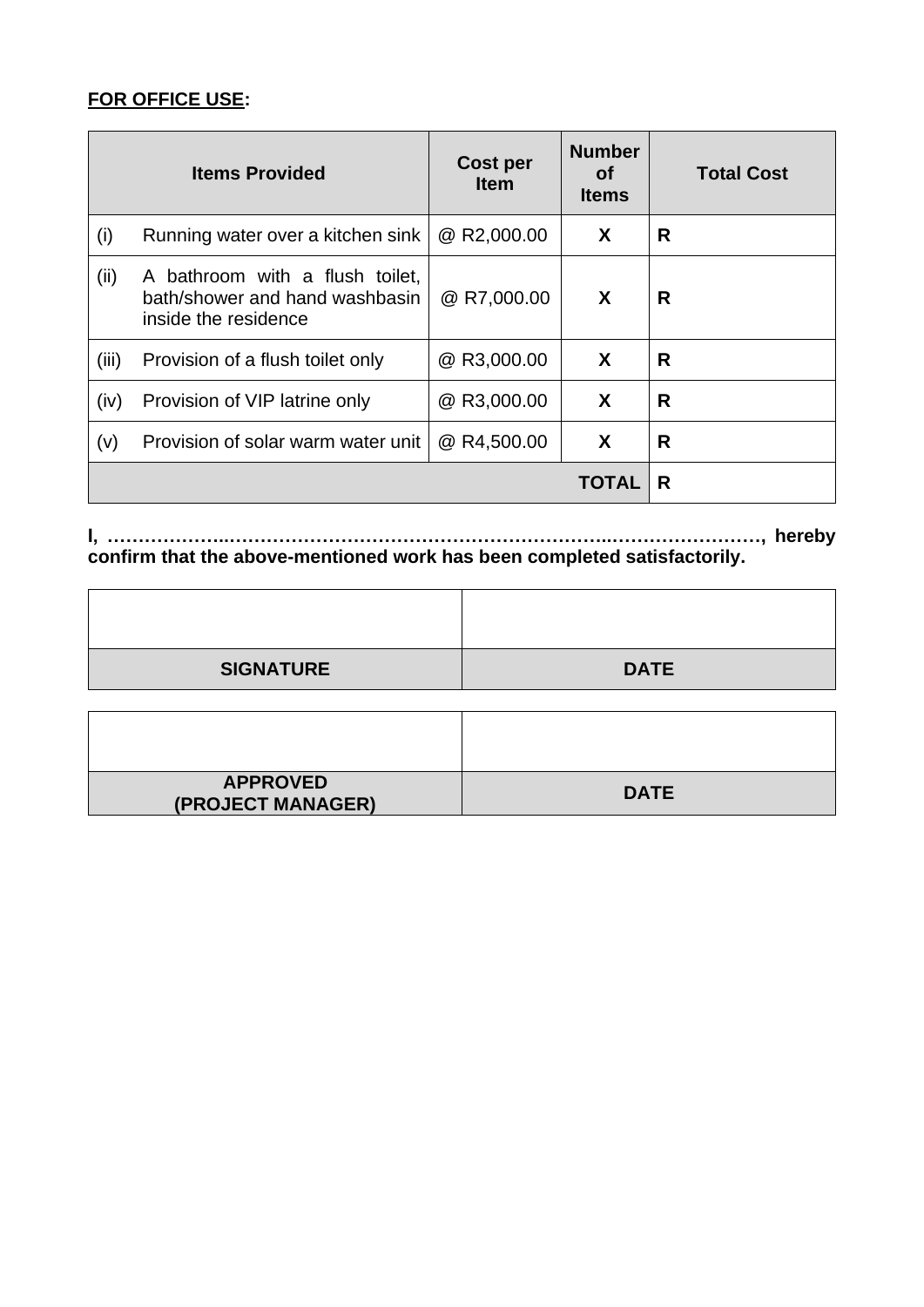**<u>FOR OFFICE USE</u>:**

| Items Provided | | Cost per Item | Number of Items | Total Cost |
|---|---|---|---|---|
| (i) | Running water over a kitchen sink | @ R2,000.00 | **X** | **R** |
| (ii) | A bathroom with a flush toilet, bath/shower and hand washbasin inside the residence | @ R7,000.00 | **X** | **R** |
| (iii) | Provision of a flush toilet only | @ R3,000.00 | **X** | **R** |
| (iv) | Provision of VIP latrine only | @ R3,000.00 | **X** | **R** |
| (v) | Provision of solar warm water unit | @ R4,500.00 | **X** | **R** |
| | | | **TOTAL** | **R** |

**I, ……………..…………………………………………………..……………………, hereby confirm that the above-mentioned work has been completed satisfactorily.**

| | |
|---|---|
| | |
| **SIGNATURE** | **DATE** |

| | |
|---|---|
| | |
| **APPROVED (PROJECT MANAGER)** | **DATE** |